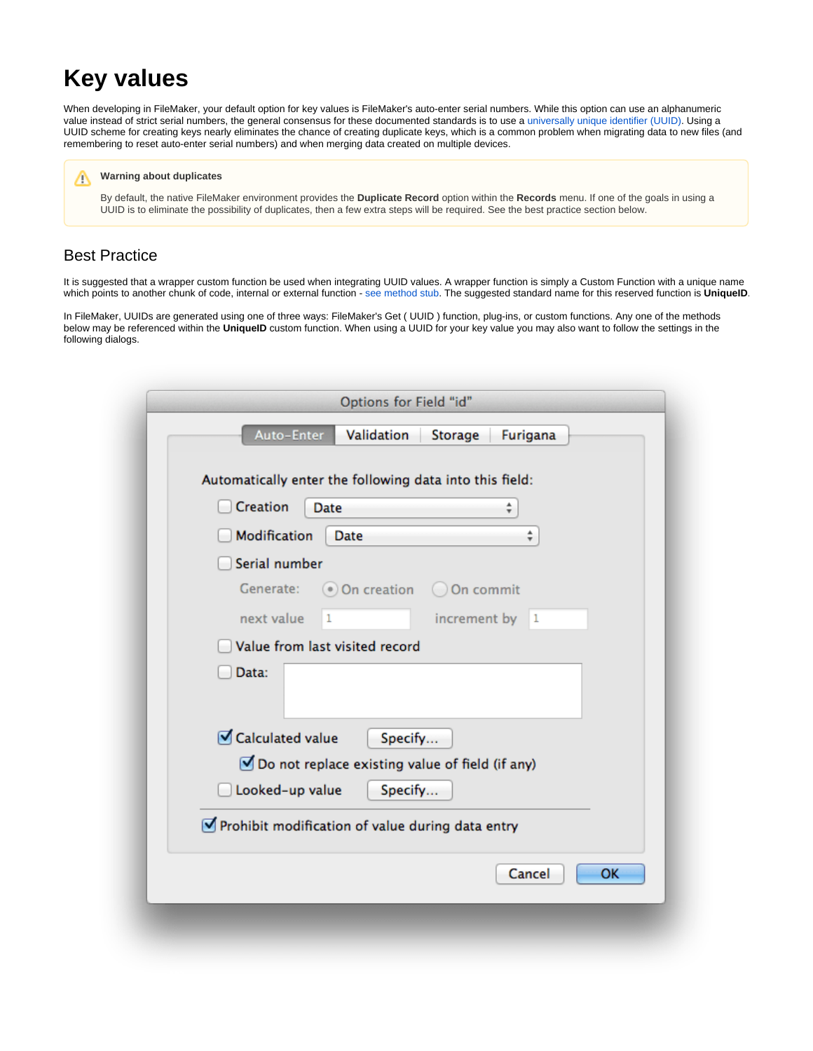# Key values

When developing in FileMaker, your default option for key values is FileMaker's auto-enter serial numbers. While this option can use an alphanumeric value instead of strict serial numbers, the general consensus for these documented standards is to use a universally unique identifier (UUID). Using a UUID scheme for creating keys nearly eliminates the chance of creating duplicate keys, which is a common problem when migrating data to new files (and remembering to reset auto-enter serial numbers) and when merging data created on multiple devices.

> **Warning about duplicates**
>
> By default, the native FileMaker environment provides the **Duplicate Record** option within the **Records** menu. If one of the goals in using a UUID is to eliminate the possibility of duplicates, then a few extra steps will be required. See the best practice section below.

## Best Practice

It is suggested that a wrapper custom function be used when integrating UUID values. A wrapper function is simply a Custom Function with a unique name which points to another chunk of code, internal or external function - see method stub. The suggested standard name for this reserved function is **UniqueID**.

In FileMaker, UUIDs are generated using one of three ways: FileMaker's Get ( UUID ) function, plug-ins, or custom functions. Any one of the methods below may be referenced within the **UniqueID** custom function. When using a UUID for your key value you may also want to follow the settings in the following dialogs.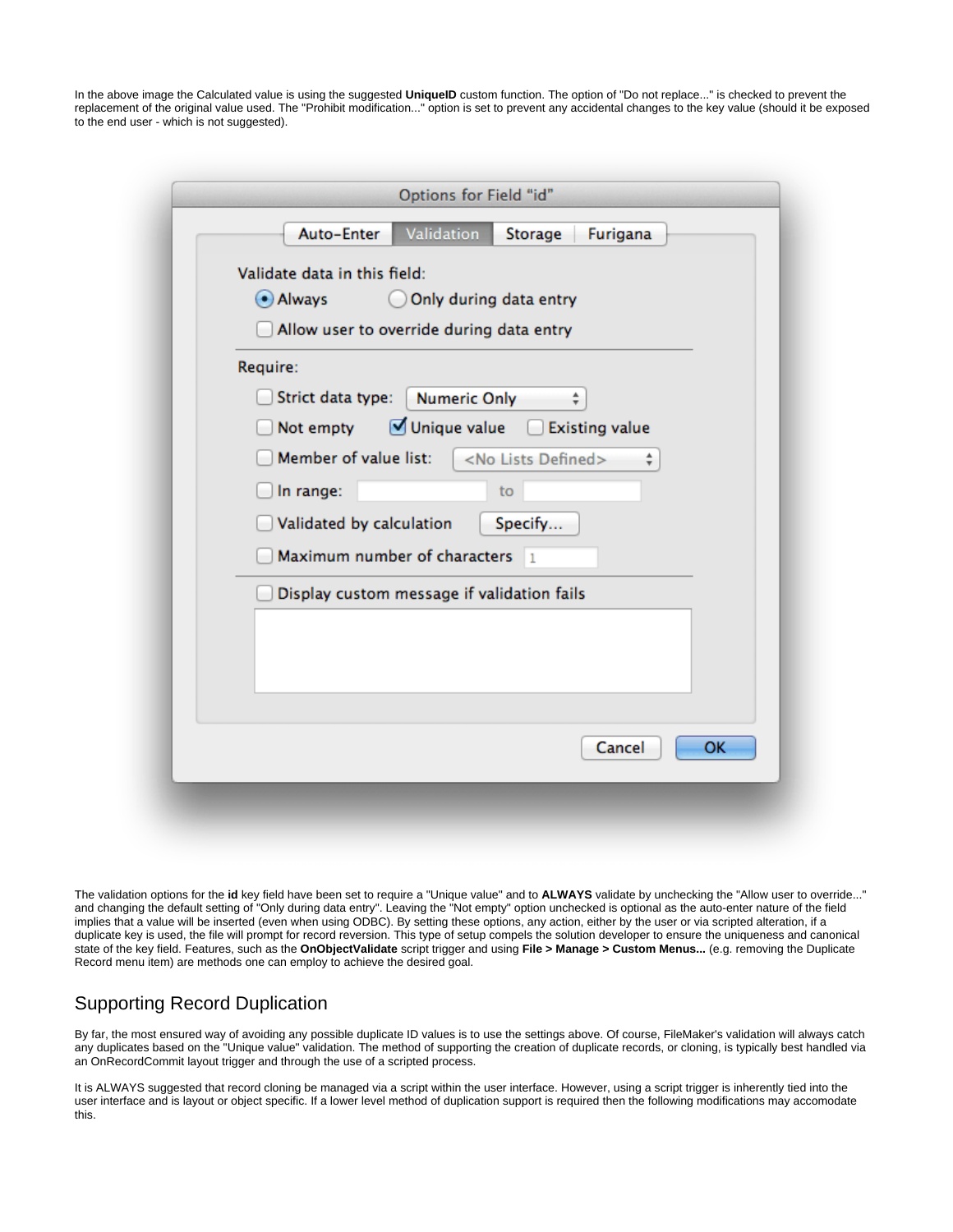In the above image the Calculated value is using the suggested **UniqueID** custom function. The option of "Do not replace..." is checked to prevent the replacement of the original value used. The "Prohibit modification..." option is set to prevent any accidental changes to the key value (should it be exposed to the end user - which is not suggested).

The validation options for the **id** key field have been set to require a "Unique value" and to **ALWAYS** validate by unchecking the "Allow user to override..." and changing the default setting of "Only during data entry". Leaving the "Not empty" option unchecked is optional as the auto-enter nature of the field implies that a value will be inserted (even when using ODBC). By setting these options, any action, either by the user or via scripted alteration, if a duplicate key is used, the file will prompt for record reversion. This type of setup compels the solution developer to ensure the uniqueness and canonical state of the key field. Features, such as the **OnObjectValidate** script trigger and using **File > Manage > Custom Menus...** (e.g. removing the Duplicate Record menu item) are methods one can employ to achieve the desired goal.

## Supporting Record Duplication

By far, the most ensured way of avoiding any possible duplicate ID values is to use the settings above. Of course, FileMaker's validation will always catch any duplicates based on the "Unique value" validation. The method of supporting the creation of duplicate records, or cloning, is typically best handled via an OnRecordCommit layout trigger and through the use of a scripted process.

It is ALWAYS suggested that record cloning be managed via a script within the user interface. However, using a script trigger is inherently tied into the user interface and is layout or object specific. If a lower level method of duplication support is required then the following modifications may accomodate this.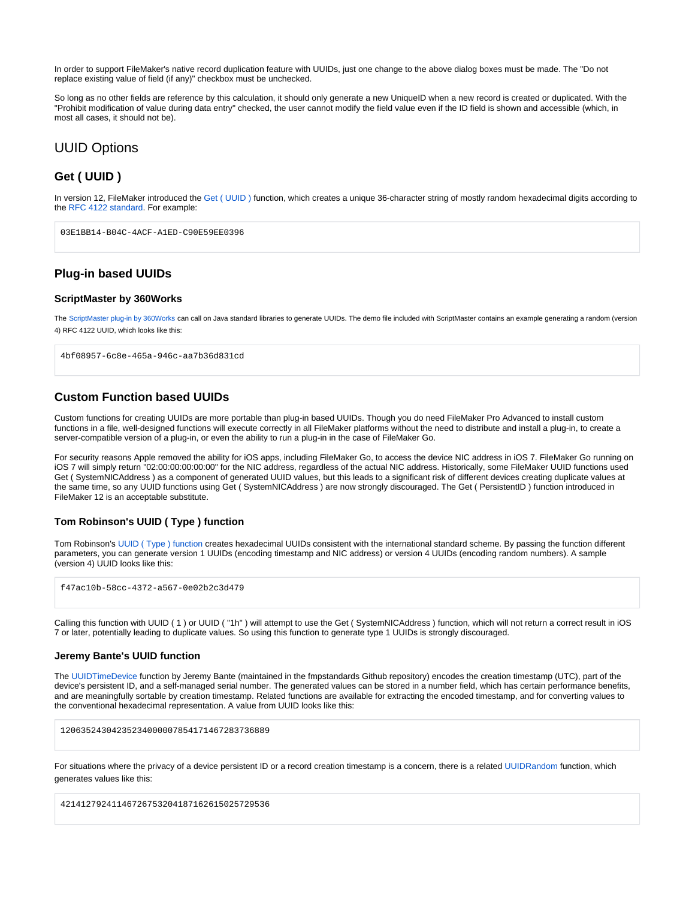In order to support FileMaker's native record duplication feature with UUIDs, just one change to the above dialog boxes must be made. The "Do not replace existing value of field (if any)" checkbox must be unchecked.

So long as no other fields are reference by this calculation, it should only generate a new UniqueID when a new record is created or duplicated. With the "Prohibit modification of value during data entry" checked, the user cannot modify the field value even if the ID field is shown and accessible (which, in most all cases, it should not be).

# UUID Options

## Get ( UUID )

In version 12, FileMaker introduced the Get ( UUID ) function, which creates a unique 36-character string of mostly random hexadecimal digits according to the RFC 4122 standard. For example:

```
03E1BB14-B04C-4ACF-A1ED-C90E59EE0396
```

## Plug-in based UUIDs

### ScriptMaster by 360Works

The ScriptMaster plug-in by 360Works can call on Java standard libraries to generate UUIDs. The demo file included with ScriptMaster contains an example generating a random (version 4) RFC 4122 UUID, which looks like this:

```
4bf08957-6c8e-465a-946c-aa7b36d831cd
```

## Custom Function based UUIDs

Custom functions for creating UUIDs are more portable than plug-in based UUIDs. Though you do need FileMaker Pro Advanced to install custom functions in a file, well-designed functions will execute correctly in all FileMaker platforms without the need to distribute and install a plug-in, to create a server-compatible version of a plug-in, or even the ability to run a plug-in in the case of FileMaker Go.

For security reasons Apple removed the ability for iOS apps, including FileMaker Go, to access the device NIC address in iOS 7. FileMaker Go running on iOS 7 will simply return "02:00:00:00:00:00" for the NIC address, regardless of the actual NIC address. Historically, some FileMaker UUID functions used Get ( SystemNICAddress ) as a component of generated UUID values, but this leads to a significant risk of different devices creating duplicate values at the same time, so any UUID functions using Get ( SystemNICAddress ) are now strongly discouraged. The Get ( PersistentID ) function introduced in FileMaker 12 is an acceptable substitute.

### Tom Robinson's UUID ( Type ) function

Tom Robinson's UUID ( Type ) function creates hexadecimal UUIDs consistent with the international standard scheme. By passing the function different parameters, you can generate version 1 UUIDs (encoding timestamp and NIC address) or version 4 UUIDs (encoding random numbers). A sample (version 4) UUID looks like this:

```
f47ac10b-58cc-4372-a567-0e02b2c3d479
```

Calling this function with UUID ( 1 ) or UUID ( "1h" ) will attempt to use the Get ( SystemNICAddress ) function, which will not return a correct result in iOS 7 or later, potentially leading to duplicate values. So using this function to generate type 1 UUIDs is strongly discouraged.

### Jeremy Bante's UUID function

The UUIDTimeDevice function by Jeremy Bante (maintained in the fmpstandards Github repository) encodes the creation timestamp (UTC), part of the device's persistent ID, and a self-managed serial number. The generated values can be stored in a number field, which has certain performance benefits, and are meaningfully sortable by creation timestamp. Related functions are available for extracting the encoded timestamp, and for converting values to the conventional hexadecimal representation. A value from UUID looks like this:

```
120635243042352340000078541714672837368​89
```

For situations where the privacy of a device persistent ID or a record creation timestamp is a concern, there is a related UUIDRandom function, which generates values like this:

```
42141279241146726753204187162615025729536
```